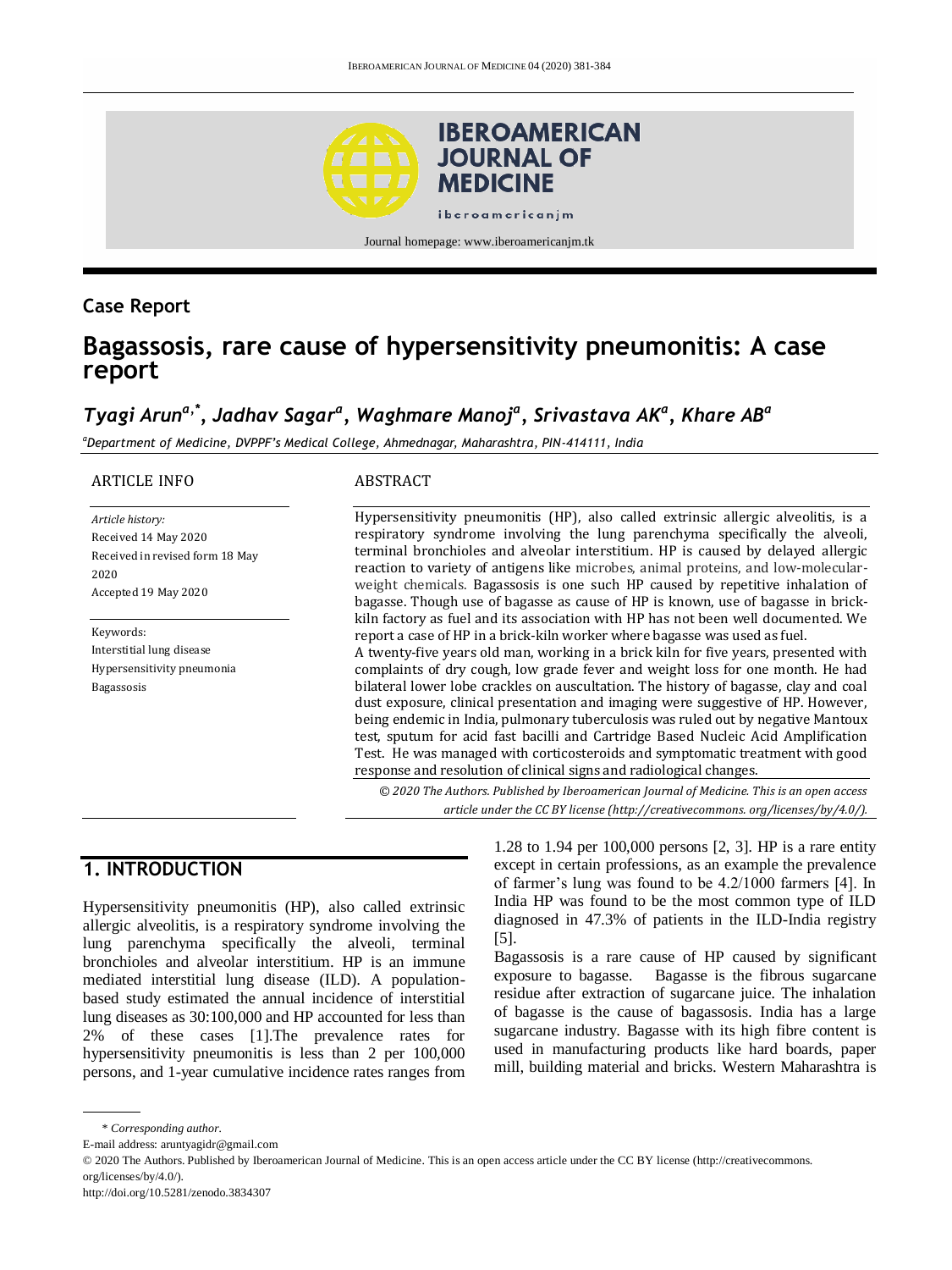Case Report

# Bagassosis, rare cause of hypersensitivity pneumonitis: A case report

*Tyagi Arun[a,*], Jadhav Sagar[a], Waghmare Manoj[a], Srivastava AK[a], Khare AB[a]*

[a]*Department of Medicine, DVPPF's Medical College, Ahmednagar, Maharashtra, PIN-414111, India*

**ARTICLE INFO**

*Article history:*
Received 14 May 2020
Received in revised form 18 May 2020
Accepted 19 May 2020

Keywords:
Interstitial lung disease
Hypersensitivity pneumonia
Bagassosis

**ABSTRACT**

Hypersensitivity pneumonitis (HP), also called extrinsic allergic alveolitis, is a respiratory syndrome involving the lung parenchyma specifically the alveoli, terminal bronchioles and alveolar interstitium. HP is caused by delayed allergic reaction to variety of antigens like microbes, animal proteins, and low-molecular-weight chemicals. Bagassosis is one such HP caused by repetitive inhalation of bagasse. Though use of bagasse as cause of HP is known, use of bagasse in brick-kiln factory as fuel and its association with HP has not been well documented. We report a case of HP in a brick-kiln worker where bagasse was used as fuel.

A twenty-five years old man, working in a brick kiln for five years, presented with complaints of dry cough, low grade fever and weight loss for one month. He had bilateral lower lobe crackles on auscultation. The history of bagasse, clay and coal dust exposure, clinical presentation and imaging were suggestive of HP. However, being endemic in India, pulmonary tuberculosis was ruled out by negative Mantoux test, sputum for acid fast bacilli and Cartridge Based Nucleic Acid Amplification Test. He was managed with corticosteroids and symptomatic treatment with good response and resolution of clinical signs and radiological changes.

*© 2020 The Authors. Published by Iberoamerican Journal of Medicine. This is an open access article under the CC BY license (http://creativecommons. org/licenses/by/4.0/).*

## 1. INTRODUCTION

Hypersensitivity pneumonitis (HP), also called extrinsic allergic alveolitis, is a respiratory syndrome involving the lung parenchyma specifically the alveoli, terminal bronchioles and alveolar interstitium. HP is an immune mediated interstitial lung disease (ILD). A population-based study estimated the annual incidence of interstitial lung diseases as 30:100,000 and HP accounted for less than 2% of these cases [1].The prevalence rates for hypersensitivity pneumonitis is less than 2 per 100,000 persons, and 1-year cumulative incidence rates ranges from 1.28 to 1.94 per 100,000 persons [2, 3]. HP is a rare entity except in certain professions, as an example the prevalence of farmer's lung was found to be 4.2/1000 farmers [4]. In India HP was found to be the most common type of ILD diagnosed in 47.3% of patients in the ILD-India registry [5].

Bagassosis is a rare cause of HP caused by significant exposure to bagasse. Bagasse is the fibrous sugarcane residue after extraction of sugarcane juice. The inhalation of bagasse is the cause of bagassosis. India has a large sugarcane industry. Bagasse with its high fibre content is used in manufacturing products like hard boards, paper mill, building material and bricks. Western Maharashtra is

\* *Corresponding author.*
E-mail address: aruntyagidr@gmail.com
© 2020 The Authors. Published by Iberoamerican Journal of Medicine. This is an open access article under the CC BY license (http://creativecommons. org/licenses/by/4.0/).
http://doi.org/10.5281/zenodo.3834307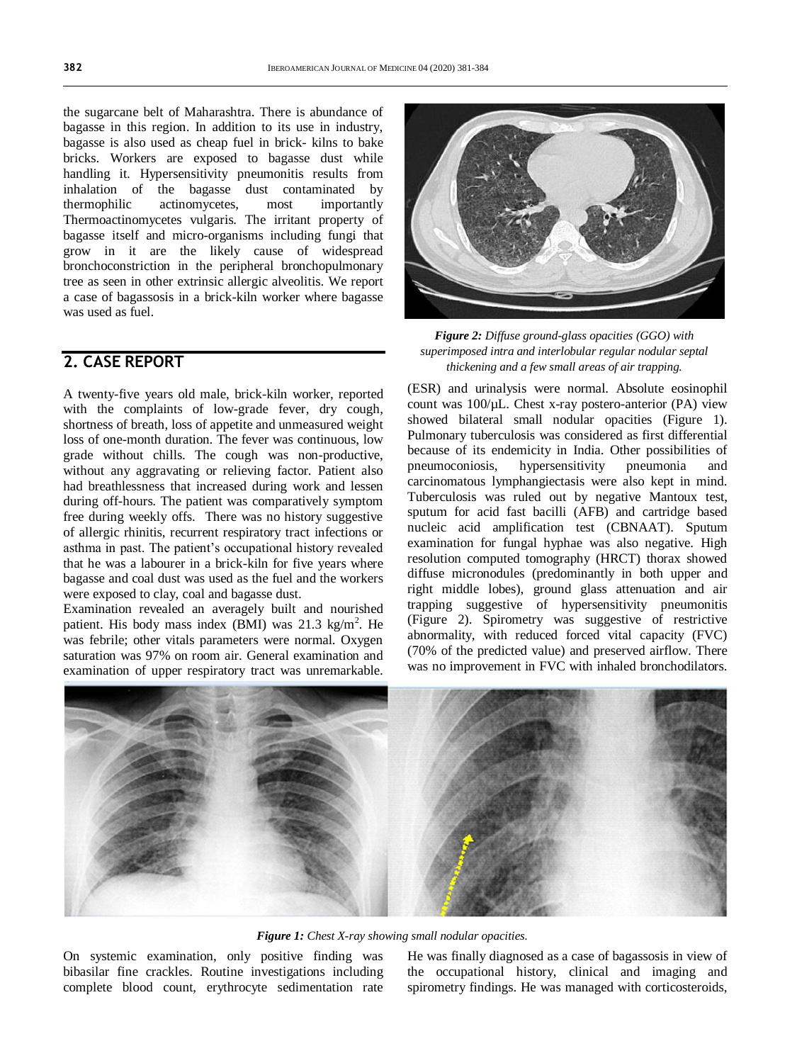the sugarcane belt of Maharashtra. There is abundance of bagasse in this region. In addition to its use in industry, bagasse is also used as cheap fuel in brick- kilns to bake bricks. Workers are exposed to bagasse dust while handling it. Hypersensitivity pneumonitis results from inhalation of the bagasse dust contaminated by thermophilic actinomycetes, most importantly Thermoactinomycetes vulgaris. The irritant property of bagasse itself and micro-organisms including fungi that grow in it are the likely cause of widespread bronchoconstriction in the peripheral bronchopulmonary tree as seen in other extrinsic allergic alveolitis. We report a case of bagassosis in a brick-kiln worker where bagasse was used as fuel.

## 2. CASE REPORT

A twenty-five years old male, brick-kiln worker, reported with the complaints of low-grade fever, dry cough, shortness of breath, loss of appetite and unmeasured weight loss of one-month duration. The fever was continuous, low grade without chills. The cough was non-productive, without any aggravating or relieving factor. Patient also had breathlessness that increased during work and lessen during off-hours. The patient was comparatively symptom free during weekly offs. There was no history suggestive of allergic rhinitis, recurrent respiratory tract infections or asthma in past. The patient's occupational history revealed that he was a labourer in a brick-kiln for five years where bagasse and coal dust was used as the fuel and the workers were exposed to clay, coal and bagasse dust.

Examination revealed an averagely built and nourished patient. His body mass index (BMI) was 21.3 kg/m$^2$. He was febrile; other vitals parameters were normal. Oxygen saturation was 97% on room air. General examination and examination of upper respiratory tract was unremarkable. On systemic examination, only positive finding was bibasilar fine crackles. Routine investigations including complete blood count, erythrocyte sedimentation rate (ESR) and urinalysis were normal. Absolute eosinophil count was 100/μL. Chest x-ray postero-anterior (PA) view showed bilateral small nodular opacities (Figure 1). Pulmonary tuberculosis was considered as first differential because of its endemicity in India. Other possibilities of pneumoconiosis, hypersensitivity pneumonia and carcinomatous lymphangiectasis were also kept in mind. Tuberculosis was ruled out by negative Mantoux test, sputum for acid fast bacilli (AFB) and cartridge based nucleic acid amplification test (CBNAAT). Sputum examination for fungal hyphae was also negative. High resolution computed tomography (HRCT) thorax showed diffuse micronodules (predominantly in both upper and right middle lobes), ground glass attenuation and air trapping suggestive of hypersensitivity pneumonitis (Figure 2). Spirometry was suggestive of restrictive abnormality, with reduced forced vital capacity (FVC) (70% of the predicted value) and preserved airflow. There was no improvement in FVC with inhaled bronchodilators. He was finally diagnosed as a case of bagassosis in view of the occupational history, clinical and imaging and spirometry findings. He was managed with corticosteroids,

***Figure 2:*** *Diffuse ground-glass opacities (GGO) with superimposed intra and interlobular regular nodular septal thickening and a few small areas of air trapping.*

***Figure 1:*** *Chest X-ray showing small nodular opacities.*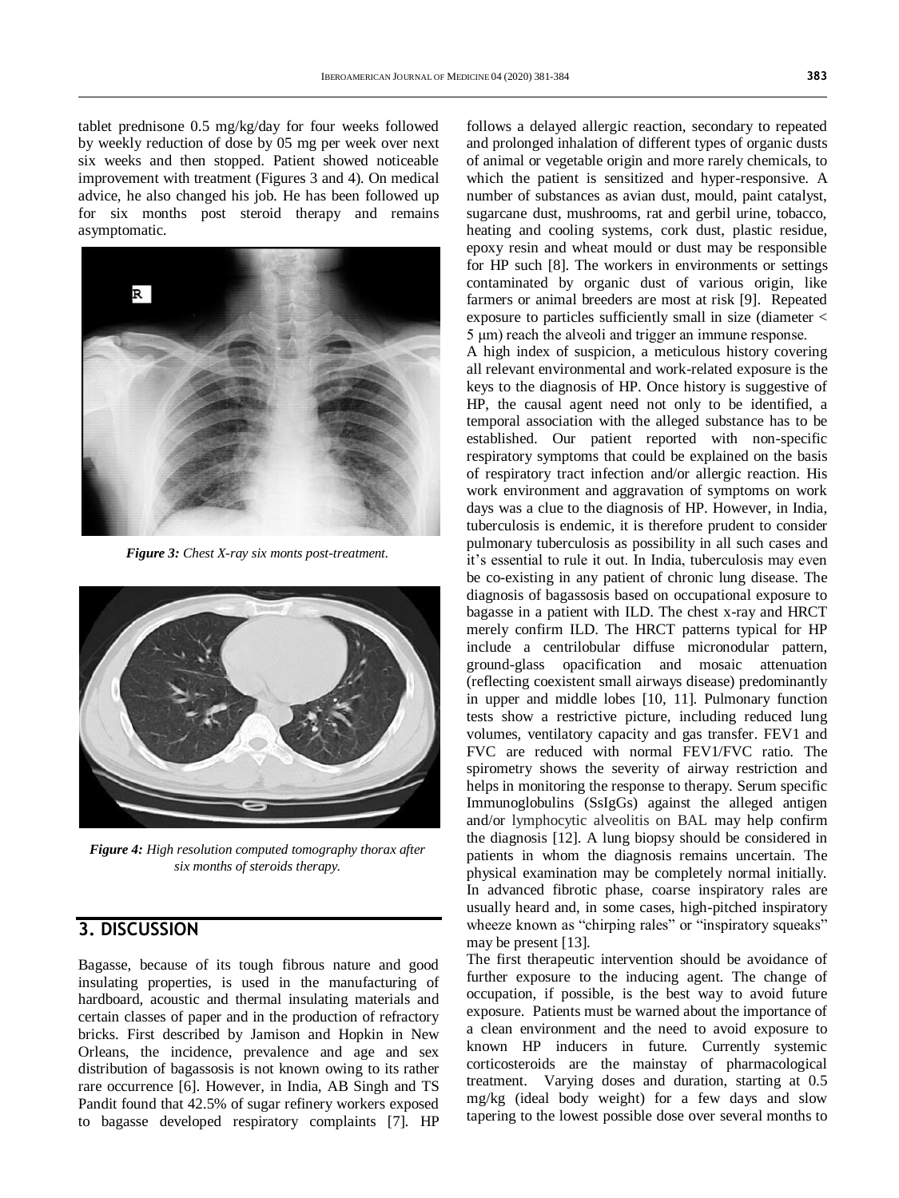tablet prednisone 0.5 mg/kg/day for four weeks followed by weekly reduction of dose by 05 mg per week over next six weeks and then stopped. Patient showed noticeable improvement with treatment (Figures 3 and 4). On medical advice, he also changed his job. He has been followed up for six months post steroid therapy and remains asymptomatic.

*Figure 3: Chest X-ray six monts post-treatment.*

*Figure 4: High resolution computed tomography thorax after six months of steroids therapy.*

## 3. DISCUSSION

Bagasse, because of its tough fibrous nature and good insulating properties, is used in the manufacturing of hardboard, acoustic and thermal insulating materials and certain classes of paper and in the production of refractory bricks. First described by Jamison and Hopkin in New Orleans, the incidence, prevalence and age and sex distribution of bagassosis is not known owing to its rather rare occurrence [6]. However, in India, AB Singh and TS Pandit found that 42.5% of sugar refinery workers exposed to bagasse developed respiratory complaints [7]. HP follows a delayed allergic reaction, secondary to repeated and prolonged inhalation of different types of organic dusts of animal or vegetable origin and more rarely chemicals, to which the patient is sensitized and hyper-responsive. A number of substances as avian dust, mould, paint catalyst, sugarcane dust, mushrooms, rat and gerbil urine, tobacco, heating and cooling systems, cork dust, plastic residue, epoxy resin and wheat mould or dust may be responsible for HP such [8]. The workers in environments or settings contaminated by organic dust of various origin, like farmers or animal breeders are most at risk [9]. Repeated exposure to particles sufficiently small in size (diameter < 5 μm) reach the alveoli and trigger an immune response.

A high index of suspicion, a meticulous history covering all relevant environmental and work-related exposure is the keys to the diagnosis of HP. Once history is suggestive of HP, the causal agent need not only to be identified, a temporal association with the alleged substance has to be established. Our patient reported with non-specific respiratory symptoms that could be explained on the basis of respiratory tract infection and/or allergic reaction. His work environment and aggravation of symptoms on work days was a clue to the diagnosis of HP. However, in India, tuberculosis is endemic, it is therefore prudent to consider pulmonary tuberculosis as possibility in all such cases and it's essential to rule it out. In India, tuberculosis may even be co-existing in any patient of chronic lung disease. The diagnosis of bagassosis based on occupational exposure to bagasse in a patient with ILD. The chest x-ray and HRCT merely confirm ILD. The HRCT patterns typical for HP include a centrilobular diffuse micronodular pattern, ground-glass opacification and mosaic attenuation (reflecting coexistent small airways disease) predominantly in upper and middle lobes [10, 11]. Pulmonary function tests show a restrictive picture, including reduced lung volumes, ventilatory capacity and gas transfer. FEV1 and FVC are reduced with normal FEV1/FVC ratio. The spirometry shows the severity of airway restriction and helps in monitoring the response to therapy. Serum specific Immunoglobulins (SsIgGs) against the alleged antigen and/or lymphocytic alveolitis on BAL may help confirm the diagnosis [12]. A lung biopsy should be considered in patients in whom the diagnosis remains uncertain. The physical examination may be completely normal initially. In advanced fibrotic phase, coarse inspiratory rales are usually heard and, in some cases, high-pitched inspiratory wheeze known as "chirping rales" or "inspiratory squeaks" may be present [13].

The first therapeutic intervention should be avoidance of further exposure to the inducing agent. The change of occupation, if possible, is the best way to avoid future exposure. Patients must be warned about the importance of a clean environment and the need to avoid exposure to known HP inducers in future. Currently systemic corticosteroids are the mainstay of pharmacological treatment. Varying doses and duration, starting at 0.5 mg/kg (ideal body weight) for a few days and slow tapering to the lowest possible dose over several months to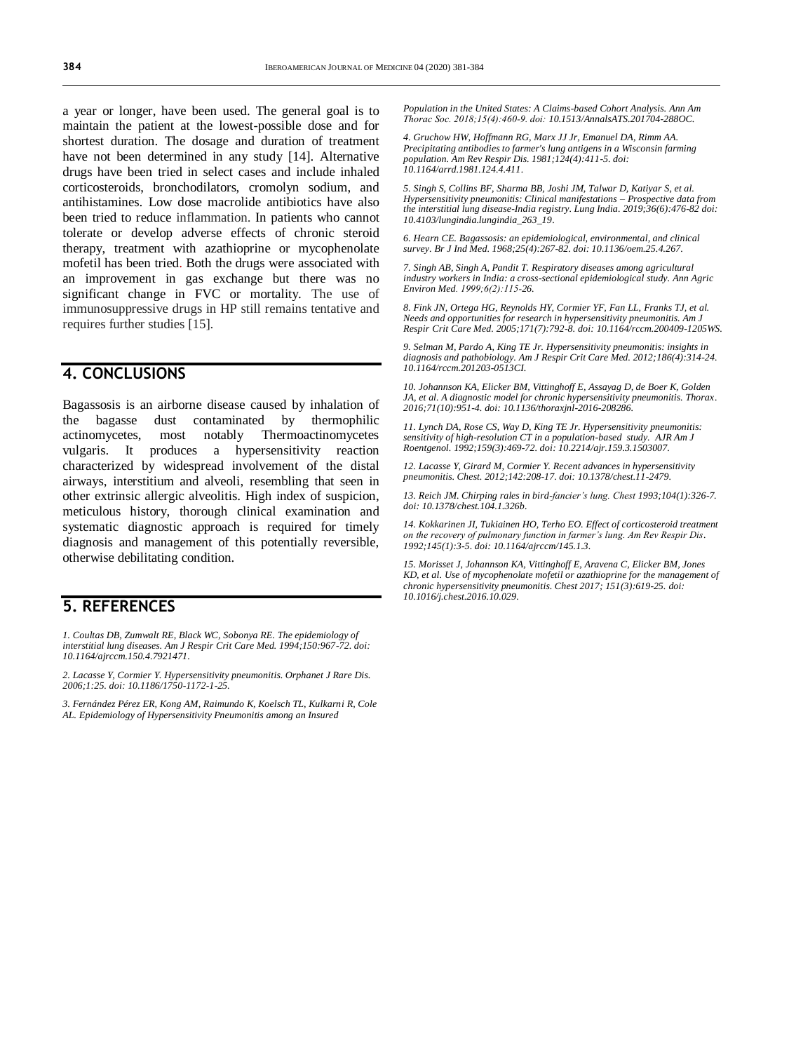a year or longer, have been used. The general goal is to maintain the patient at the lowest-possible dose and for shortest duration. The dosage and duration of treatment have not been determined in any study [14]. Alternative drugs have been tried in select cases and include inhaled corticosteroids, bronchodilators, cromolyn sodium, and antihistamines. Low dose macrolide antibiotics have also been tried to reduce inflammation. In patients who cannot tolerate or develop adverse effects of chronic steroid therapy, treatment with azathioprine or mycophenolate mofetil has been tried. Both the drugs were associated with an improvement in gas exchange but there was no significant change in FVC or mortality. The use of immunosuppressive drugs in HP still remains tentative and requires further studies [15].

## 4. CONCLUSIONS

Bagassosis is an airborne disease caused by inhalation of the bagasse dust contaminated by thermophilic actinomycetes, most notably Thermoactinomycetes vulgaris. It produces a hypersensitivity reaction characterized by widespread involvement of the distal airways, interstitium and alveoli, resembling that seen in other extrinsic allergic alveolitis. High index of suspicion, meticulous history, thorough clinical examination and systematic diagnostic approach is required for timely diagnosis and management of this potentially reversible, otherwise debilitating condition.

## 5. REFERENCES

*1. Coultas DB, Zumwalt RE, Black WC, Sobonya RE. The epidemiology of interstitial lung diseases. Am J Respir Crit Care Med. 1994;150:967-72. doi: 10.1164/ajrccm.150.4.7921471.*

*2. Lacasse Y, Cormier Y. Hypersensitivity pneumonitis. Orphanet J Rare Dis. 2006;1:25. doi: 10.1186/1750-1172-1-25.*

*3. Fernández Pérez ER, Kong AM, Raimundo K, Koelsch TL, Kulkarni R, Cole AL. Epidemiology of Hypersensitivity Pneumonitis among an Insured Population in the United States: A Claims-based Cohort Analysis. Ann Am Thorac Soc. 2018;15(4):460-9. doi: 10.1513/AnnalsATS.201704-288OC.*

*4. Gruchow HW, Hoffmann RG, Marx JJ Jr, Emanuel DA, Rimm AA. Precipitating antibodies to farmer's lung antigens in a Wisconsin farming population. Am Rev Respir Dis. 1981;124(4):411-5. doi: 10.1164/arrd.1981.124.4.411.*

*5. Singh S, Collins BF, Sharma BB, Joshi JM, Talwar D, Katiyar S, et al. Hypersensitivity pneumonitis: Clinical manifestations – Prospective data from the interstitial lung disease-India registry. Lung India. 2019;36(6):476-82 doi: 10.4103/lungindia.lungindia_263_19.*

*6. Hearn CE. Bagassosis: an epidemiological, environmental, and clinical survey. Br J Ind Med. 1968;25(4):267-82. doi: 10.1136/oem.25.4.267.*

*7. Singh AB, Singh A, Pandit T. Respiratory diseases among agricultural industry workers in India: a cross-sectional epidemiological study. Ann Agric Environ Med. 1999;6(2):115-26.*

*8. Fink JN, Ortega HG, Reynolds HY, Cormier YF, Fan LL, Franks TJ, et al. Needs and opportunities for research in hypersensitivity pneumonitis. Am J Respir Crit Care Med. 2005;171(7):792-8. doi: 10.1164/rccm.200409-1205WS.*

*9. Selman M, Pardo A, King TE Jr. Hypersensitivity pneumonitis: insights in diagnosis and pathobiology. Am J Respir Crit Care Med. 2012;186(4):314-24. 10.1164/rccm.201203-0513CI.*

*10. Johannson KA, Elicker BM, Vittinghoff E, Assayag D, de Boer K, Golden JA, et al. A diagnostic model for chronic hypersensitivity pneumonitis. Thorax. 2016;71(10):951-4. doi: 10.1136/thoraxjnl-2016-208286.*

*11. Lynch DA, Rose CS, Way D, King TE Jr. Hypersensitivity pneumonitis: sensitivity of high-resolution CT in a population-based study. AJR Am J Roentgenol. 1992;159(3):469-72. doi: 10.2214/ajr.159.3.1503007.*

*12. Lacasse Y, Girard M, Cormier Y. Recent advances in hypersensitivity pneumonitis. Chest. 2012;142:208-17. doi: 10.1378/chest.11-2479.*

*13. Reich JM. Chirping rales in bird-fancier's lung. Chest 1993;104(1):326-7. doi: 10.1378/chest.104.1.326b.*

*14. Kokkarinen JI, Tukiainen HO, Terho EO. Effect of corticosteroid treatment on the recovery of pulmonary function in farmer's lung. Am Rev Respir Dis. 1992;145(1):3-5. doi: 10.1164/ajrccm/145.1.3.*

*15. Morisset J, Johannson KA, Vittinghoff E, Aravena C, Elicker BM, Jones KD, et al. Use of mycophenolate mofetil or azathioprine for the management of chronic hypersensitivity pneumonitis. Chest 2017; 151(3):619-25. doi: 10.1016/j.chest.2016.10.029.*